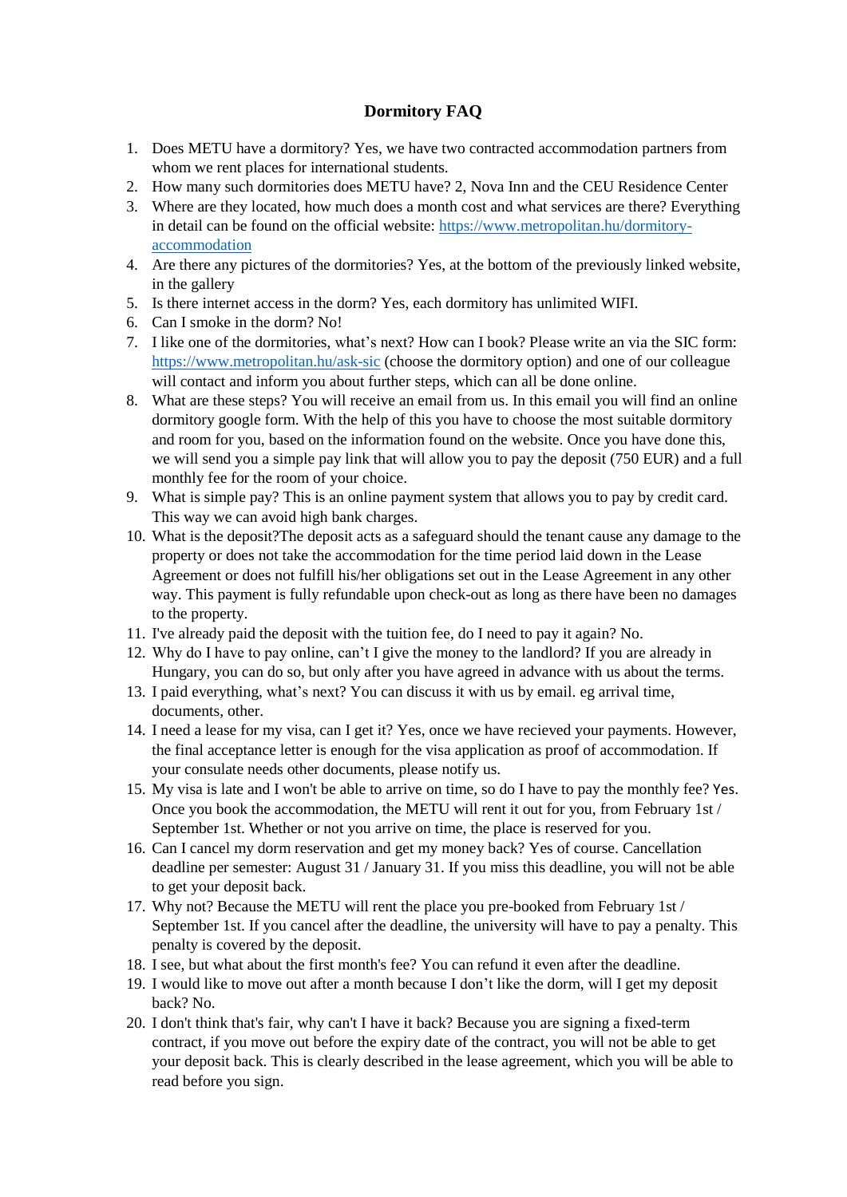# Dormitory FAQ

1. Does METU have a dormitory? Yes, we have two contracted accommodation partners from whom we rent places for international students.
2. How many such dormitories does METU have? 2, Nova Inn and the CEU Residence Center
3. Where are they located, how much does a month cost and what services are there? Everything in detail can be found on the official website: [https://www.metropolitan.hu/dormitory-accommodation](https://www.metropolitan.hu/dormitory-accommodation)
4. Are there any pictures of the dormitories? Yes, at the bottom of the previously linked website, in the gallery
5. Is there internet access in the dorm? Yes, each dormitory has unlimited WIFI.
6. Can I smoke in the dorm? No!
7. I like one of the dormitories, what's next? How can I book? Please write an via the SIC form: [https://www.metropolitan.hu/ask-sic](https://www.metropolitan.hu/ask-sic) (choose the dormitory option) and one of our colleague will contact and inform you about further steps, which can all be done online.
8. What are these steps? You will receive an email from us. In this email you will find an online dormitory google form. With the help of this you have to choose the most suitable dormitory and room for you, based on the information found on the website. Once you have done this, we will send you a simple pay link that will allow you to pay the deposit (750 EUR) and a full monthly fee for the room of your choice.
9. What is simple pay? This is an online payment system that allows you to pay by credit card. This way we can avoid high bank charges.
10. What is the deposit?The deposit acts as a safeguard should the tenant cause any damage to the property or does not take the accommodation for the time period laid down in the Lease Agreement or does not fulfill his/her obligations set out in the Lease Agreement in any other way. This payment is fully refundable upon check-out as long as there have been no damages to the property.
11. I've already paid the deposit with the tuition fee, do I need to pay it again? No.
12. Why do I have to pay online, can't I give the money to the landlord? If you are already in Hungary, you can do so, but only after you have agreed in advance with us about the terms.
13. I paid everything, what's next? You can discuss it with us by email. eg arrival time, documents, other.
14. I need a lease for my visa, can I get it? Yes, once we have recieved your payments. However, the final acceptance letter is enough for the visa application as proof of accommodation. If your consulate needs other documents, please notify us.
15. My visa is late and I won't be able to arrive on time, so do I have to pay the monthly fee? Yes. Once you book the accommodation, the METU will rent it out for you, from February 1st / September 1st. Whether or not you arrive on time, the place is reserved for you.
16. Can I cancel my dorm reservation and get my money back? Yes of course. Cancellation deadline per semester: August 31 / January 31. If you miss this deadline, you will not be able to get your deposit back.
17. Why not? Because the METU will rent the place you pre-booked from February 1st / September 1st. If you cancel after the deadline, the university will have to pay a penalty. This penalty is covered by the deposit.
18. I see, but what about the first month's fee? You can refund it even after the deadline.
19. I would like to move out after a month because I don't like the dorm, will I get my deposit back? No.
20. I don't think that's fair, why can't I have it back? Because you are signing a fixed-term contract, if you move out before the expiry date of the contract, you will not be able to get your deposit back. This is clearly described in the lease agreement, which you will be able to read before you sign.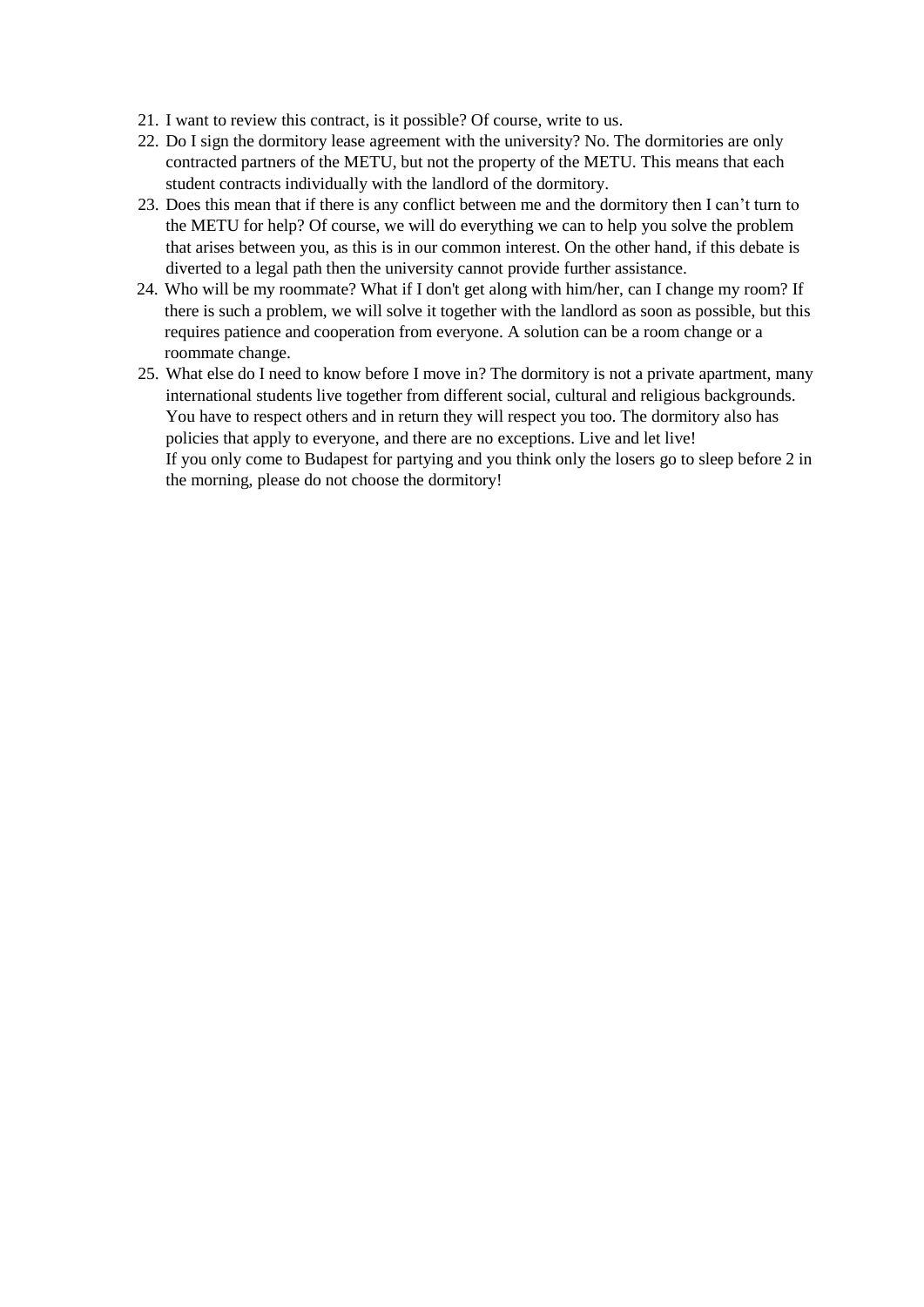21. I want to review this contract, is it possible? Of course, write to us.
22. Do I sign the dormitory lease agreement with the university? No. The dormitories are only contracted partners of the METU, but not the property of the METU. This means that each student contracts individually with the landlord of the dormitory.
23. Does this mean that if there is any conflict between me and the dormitory then I can't turn to the METU for help? Of course, we will do everything we can to help you solve the problem that arises between you, as this is in our common interest. On the other hand, if this debate is diverted to a legal path then the university cannot provide further assistance.
24. Who will be my roommate? What if I don't get along with him/her, can I change my room? If there is such a problem, we will solve it together with the landlord as soon as possible, but this requires patience and cooperation from everyone. A solution can be a room change or a roommate change.
25. What else do I need to know before I move in? The dormitory is not a private apartment, many international students live together from different social, cultural and religious backgrounds. You have to respect others and in return they will respect you too. The dormitory also has policies that apply to everyone, and there are no exceptions. Live and let live!
    If you only come to Budapest for partying and you think only the losers go to sleep before 2 in the morning, please do not choose the dormitory!